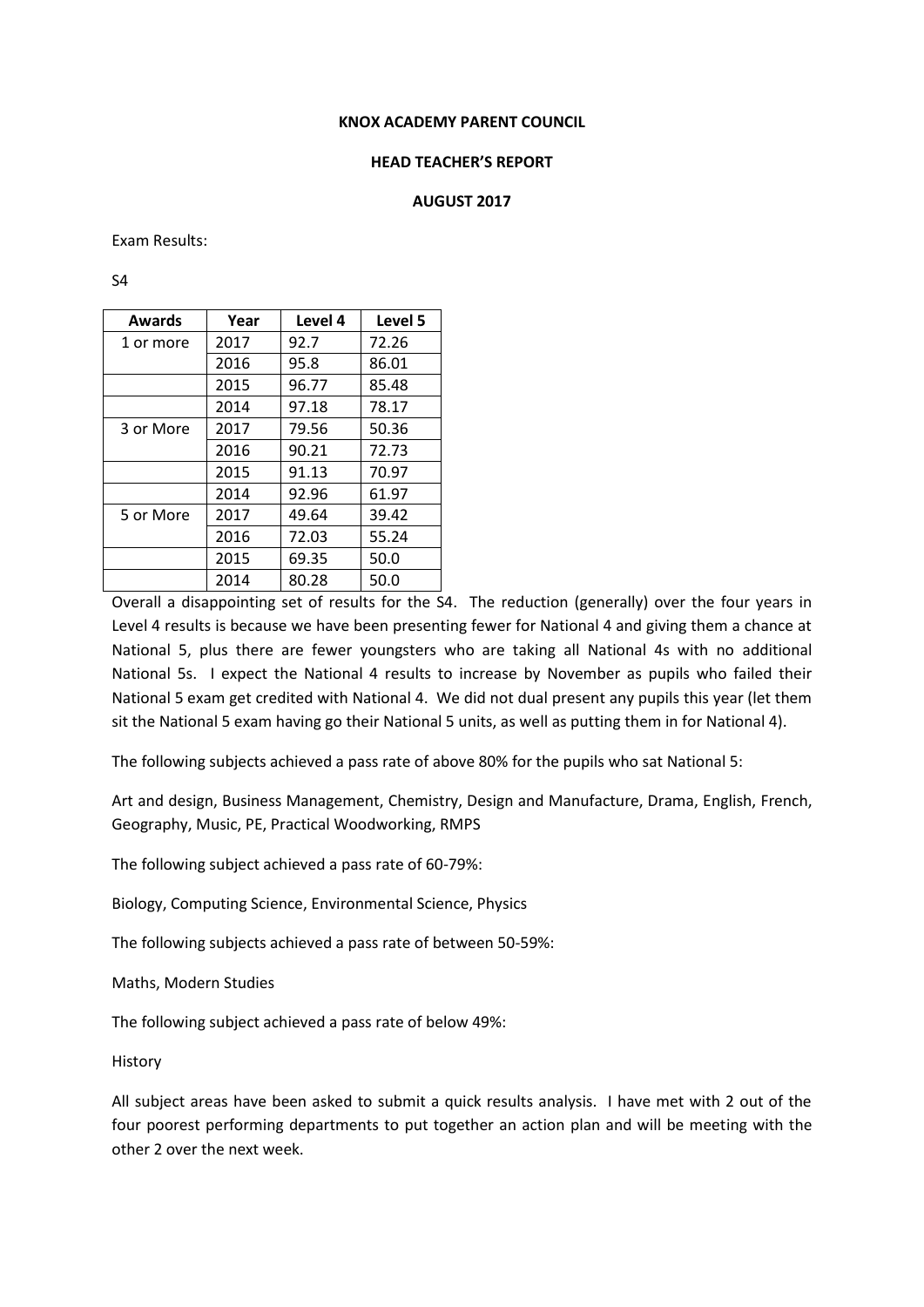**KNOX ACADEMY PARENT COUNCIL**

**HEAD TEACHER'S REPORT**

**AUGUST 2017**

Exam Results:

S4

| Awards | Year | Level 4 | Level 5 |
|---|---|---|---|
| 1 or more | 2017 | 92.7 | 72.26 |
| | 2016 | 95.8 | 86.01 |
| | 2015 | 96.77 | 85.48 |
| | 2014 | 97.18 | 78.17 |
| 3 or More | 2017 | 79.56 | 50.36 |
| | 2016 | 90.21 | 72.73 |
| | 2015 | 91.13 | 70.97 |
| | 2014 | 92.96 | 61.97 |
| 5 or More | 2017 | 49.64 | 39.42 |
| | 2016 | 72.03 | 55.24 |
| | 2015 | 69.35 | 50.0 |
| | 2014 | 80.28 | 50.0 |

Overall a disappointing set of results for the S4. The reduction (generally) over the four years in Level 4 results is because we have been presenting fewer for National 4 and giving them a chance at National 5, plus there are fewer youngsters who are taking all National 4s with no additional National 5s. I expect the National 4 results to increase by November as pupils who failed their National 5 exam get credited with National 4. We did not dual present any pupils this year (let them sit the National 5 exam having go their National 5 units, as well as putting them in for National 4).

The following subjects achieved a pass rate of above 80% for the pupils who sat National 5:

Art and design, Business Management, Chemistry, Design and Manufacture, Drama, English, French, Geography, Music, PE, Practical Woodworking, RMPS

The following subject achieved a pass rate of 60-79%:

Biology, Computing Science, Environmental Science, Physics

The following subjects achieved a pass rate of between 50-59%:

Maths, Modern Studies

The following subject achieved a pass rate of below 49%:

History

All subject areas have been asked to submit a quick results analysis. I have met with 2 out of the four poorest performing departments to put together an action plan and will be meeting with the other 2 over the next week.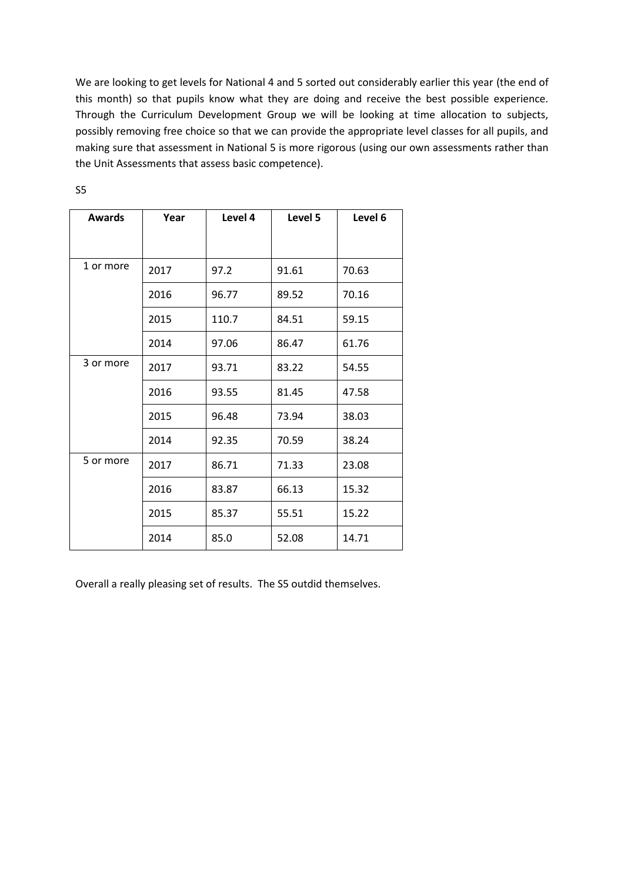We are looking to get levels for National 4 and 5 sorted out considerably earlier this year (the end of this month) so that pupils know what they are doing and receive the best possible experience. Through the Curriculum Development Group we will be looking at time allocation to subjects, possibly removing free choice so that we can provide the appropriate level classes for all pupils, and making sure that assessment in National 5 is more rigorous (using our own assessments rather than the Unit Assessments that assess basic competence).

S5

| Awards | Year | Level 4 | Level 5 | Level 6 |
|---|---|---|---|---|
| 1 or more | 2017 | 97.2 | 91.61 | 70.63 |
| | 2016 | 96.77 | 89.52 | 70.16 |
| | 2015 | 110.7 | 84.51 | 59.15 |
| | 2014 | 97.06 | 86.47 | 61.76 |
| 3 or more | 2017 | 93.71 | 83.22 | 54.55 |
| | 2016 | 93.55 | 81.45 | 47.58 |
| | 2015 | 96.48 | 73.94 | 38.03 |
| | 2014 | 92.35 | 70.59 | 38.24 |
| 5 or more | 2017 | 86.71 | 71.33 | 23.08 |
| | 2016 | 83.87 | 66.13 | 15.32 |
| | 2015 | 85.37 | 55.51 | 15.22 |
| | 2014 | 85.0 | 52.08 | 14.71 |

Overall a really pleasing set of results. The S5 outdid themselves.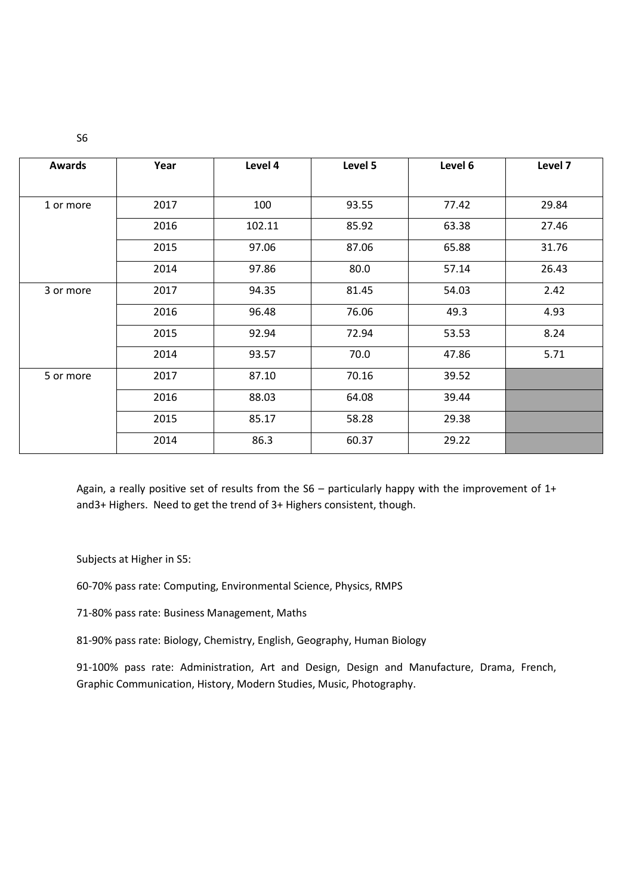S6

| Awards | Year | Level 4 | Level 5 | Level 6 | Level 7 |
| --- | --- | --- | --- | --- | --- |
| 1 or more | 2017 | 100 | 93.55 | 77.42 | 29.84 |
| | 2016 | 102.11 | 85.92 | 63.38 | 27.46 |
| | 2015 | 97.06 | 87.06 | 65.88 | 31.76 |
| | 2014 | 97.86 | 80.0 | 57.14 | 26.43 |
| 3 or more | 2017 | 94.35 | 81.45 | 54.03 | 2.42 |
| | 2016 | 96.48 | 76.06 | 49.3 | 4.93 |
| | 2015 | 92.94 | 72.94 | 53.53 | 8.24 |
| | 2014 | 93.57 | 70.0 | 47.86 | 5.71 |
| 5 or more | 2017 | 87.10 | 70.16 | 39.52 | |
| | 2016 | 88.03 | 64.08 | 39.44 | |
| | 2015 | 85.17 | 58.28 | 29.38 | |
| | 2014 | 86.3 | 60.37 | 29.22 | |

Again, a really positive set of results from the S6 – particularly happy with the improvement of 1+ and3+ Highers. Need to get the trend of 3+ Highers consistent, though.

Subjects at Higher in S5:

60-70% pass rate: Computing, Environmental Science, Physics, RMPS

71-80% pass rate: Business Management, Maths

81-90% pass rate: Biology, Chemistry, English, Geography, Human Biology

91-100% pass rate: Administration, Art and Design, Design and Manufacture, Drama, French, Graphic Communication, History, Modern Studies, Music, Photography.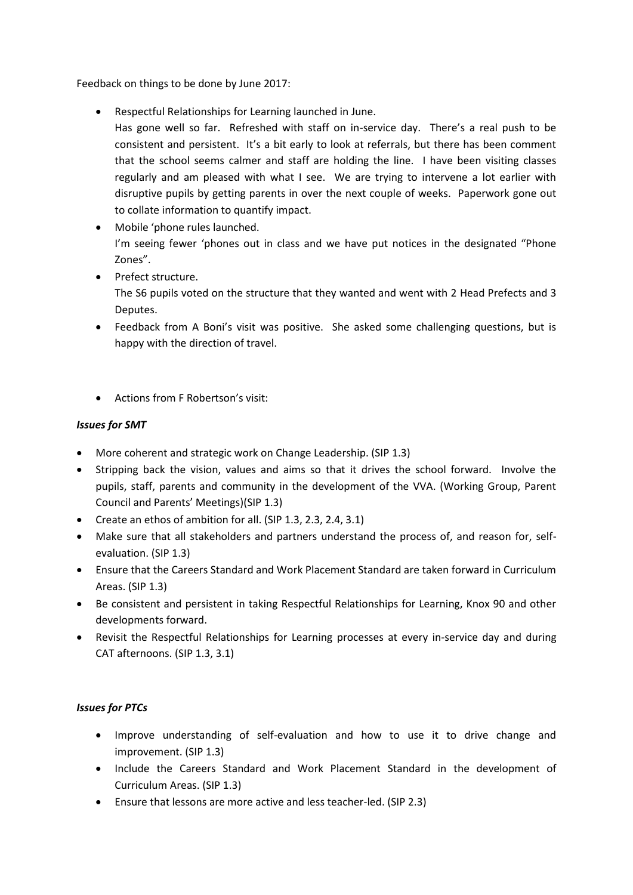Feedback on things to be done by June 2017:

- Respectful Relationships for Learning launched in June.
  Has gone well so far. Refreshed with staff on in-service day. There's a real push to be consistent and persistent. It's a bit early to look at referrals, but there has been comment that the school seems calmer and staff are holding the line. I have been visiting classes regularly and am pleased with what I see. We are trying to intervene a lot earlier with disruptive pupils by getting parents in over the next couple of weeks. Paperwork gone out to collate information to quantify impact.
- Mobile 'phone rules launched.
  I'm seeing fewer 'phones out in class and we have put notices in the designated "Phone Zones".
- Prefect structure.
  The S6 pupils voted on the structure that they wanted and went with 2 Head Prefects and 3 Deputes.
- Feedback from A Boni's visit was positive. She asked some challenging questions, but is happy with the direction of travel.

- Actions from F Robertson's visit:

***Issues for SMT***

- More coherent and strategic work on Change Leadership. (SIP 1.3)
- Stripping back the vision, values and aims so that it drives the school forward. Involve the pupils, staff, parents and community in the development of the VVA. (Working Group, Parent Council and Parents' Meetings)(SIP 1.3)
- Create an ethos of ambition for all. (SIP 1.3, 2.3, 2.4, 3.1)
- Make sure that all stakeholders and partners understand the process of, and reason for, self-evaluation. (SIP 1.3)
- Ensure that the Careers Standard and Work Placement Standard are taken forward in Curriculum Areas. (SIP 1.3)
- Be consistent and persistent in taking Respectful Relationships for Learning, Knox 90 and other developments forward.
- Revisit the Respectful Relationships for Learning processes at every in-service day and during CAT afternoons. (SIP 1.3, 3.1)

***Issues for PTCs***

- Improve understanding of self-evaluation and how to use it to drive change and improvement. (SIP 1.3)
- Include the Careers Standard and Work Placement Standard in the development of Curriculum Areas. (SIP 1.3)
- Ensure that lessons are more active and less teacher-led. (SIP 2.3)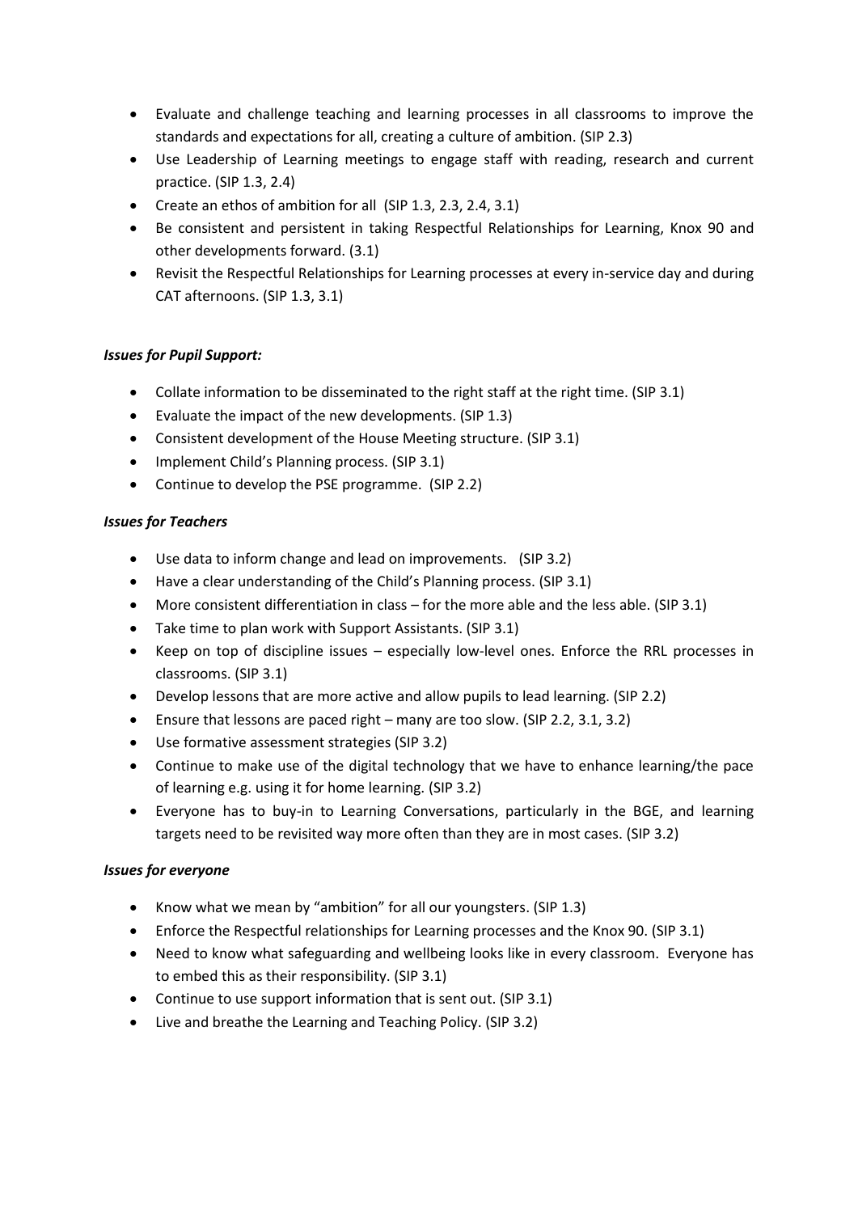- Evaluate and challenge teaching and learning processes in all classrooms to improve the standards and expectations for all, creating a culture of ambition. (SIP 2.3)
- Use Leadership of Learning meetings to engage staff with reading, research and current practice. (SIP 1.3, 2.4)
- Create an ethos of ambition for all (SIP 1.3, 2.3, 2.4, 3.1)
- Be consistent and persistent in taking Respectful Relationships for Learning, Knox 90 and other developments forward. (3.1)
- Revisit the Respectful Relationships for Learning processes at every in-service day and during CAT afternoons. (SIP 1.3, 3.1)

***Issues for Pupil Support:***

- Collate information to be disseminated to the right staff at the right time. (SIP 3.1)
- Evaluate the impact of the new developments. (SIP 1.3)
- Consistent development of the House Meeting structure. (SIP 3.1)
- Implement Child's Planning process. (SIP 3.1)
- Continue to develop the PSE programme. (SIP 2.2)

***Issues for Teachers***

- Use data to inform change and lead on improvements. (SIP 3.2)
- Have a clear understanding of the Child's Planning process. (SIP 3.1)
- More consistent differentiation in class – for the more able and the less able. (SIP 3.1)
- Take time to plan work with Support Assistants. (SIP 3.1)
- Keep on top of discipline issues – especially low-level ones. Enforce the RRL processes in classrooms. (SIP 3.1)
- Develop lessons that are more active and allow pupils to lead learning. (SIP 2.2)
- Ensure that lessons are paced right – many are too slow. (SIP 2.2, 3.1, 3.2)
- Use formative assessment strategies (SIP 3.2)
- Continue to make use of the digital technology that we have to enhance learning/the pace of learning e.g. using it for home learning. (SIP 3.2)
- Everyone has to buy-in to Learning Conversations, particularly in the BGE, and learning targets need to be revisited way more often than they are in most cases. (SIP 3.2)

***Issues for everyone***

- Know what we mean by "ambition" for all our youngsters. (SIP 1.3)
- Enforce the Respectful relationships for Learning processes and the Knox 90. (SIP 3.1)
- Need to know what safeguarding and wellbeing looks like in every classroom. Everyone has to embed this as their responsibility. (SIP 3.1)
- Continue to use support information that is sent out. (SIP 3.1)
- Live and breathe the Learning and Teaching Policy. (SIP 3.2)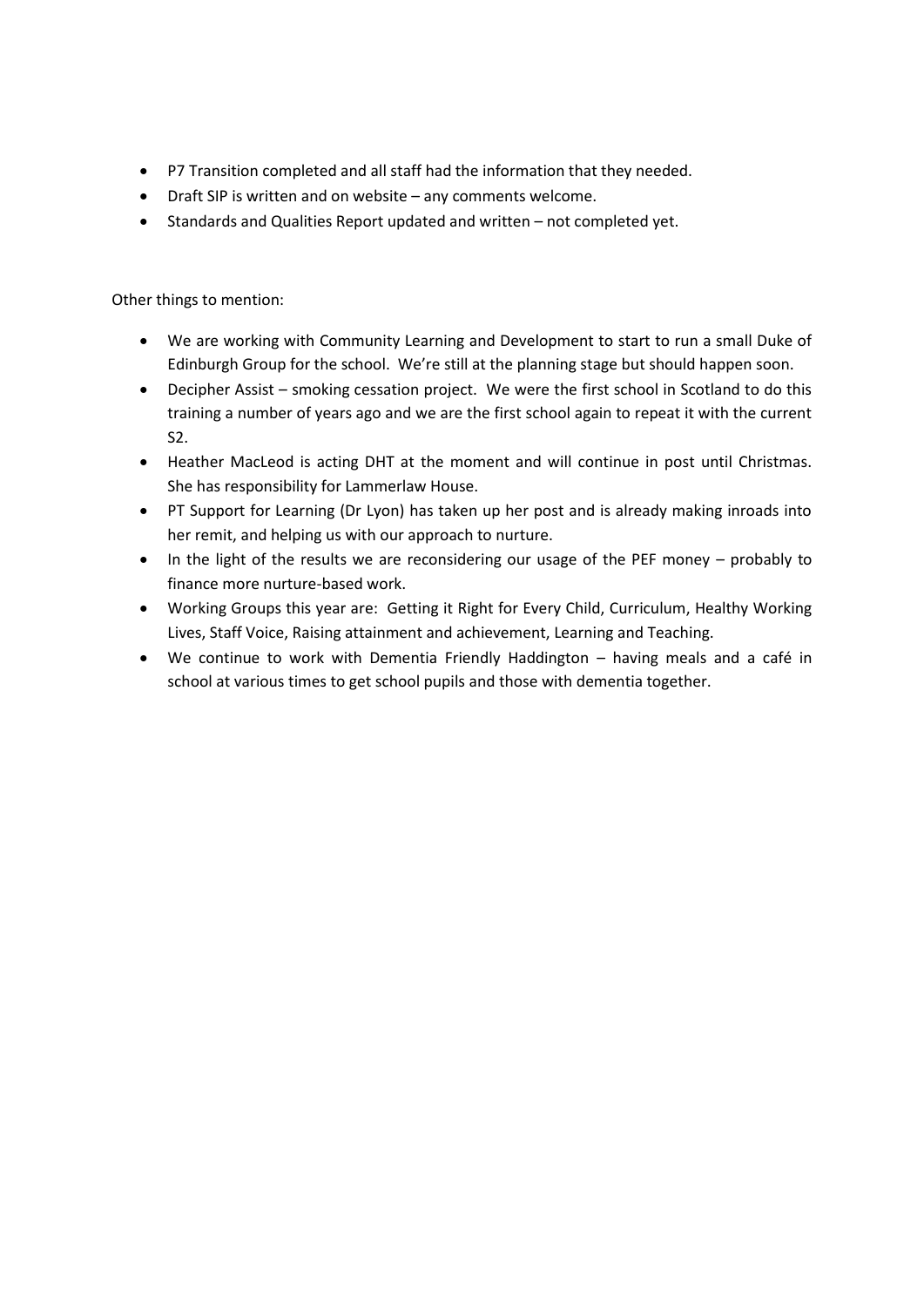- P7 Transition completed and all staff had the information that they needed.
- Draft SIP is written and on website – any comments welcome.
- Standards and Qualities Report updated and written – not completed yet.

Other things to mention:

- We are working with Community Learning and Development to start to run a small Duke of Edinburgh Group for the school. We're still at the planning stage but should happen soon.
- Decipher Assist – smoking cessation project. We were the first school in Scotland to do this training a number of years ago and we are the first school again to repeat it with the current S2.
- Heather MacLeod is acting DHT at the moment and will continue in post until Christmas. She has responsibility for Lammerlaw House.
- PT Support for Learning (Dr Lyon) has taken up her post and is already making inroads into her remit, and helping us with our approach to nurture.
- In the light of the results we are reconsidering our usage of the PEF money – probably to finance more nurture-based work.
- Working Groups this year are: Getting it Right for Every Child, Curriculum, Healthy Working Lives, Staff Voice, Raising attainment and achievement, Learning and Teaching.
- We continue to work with Dementia Friendly Haddington – having meals and a café in school at various times to get school pupils and those with dementia together.